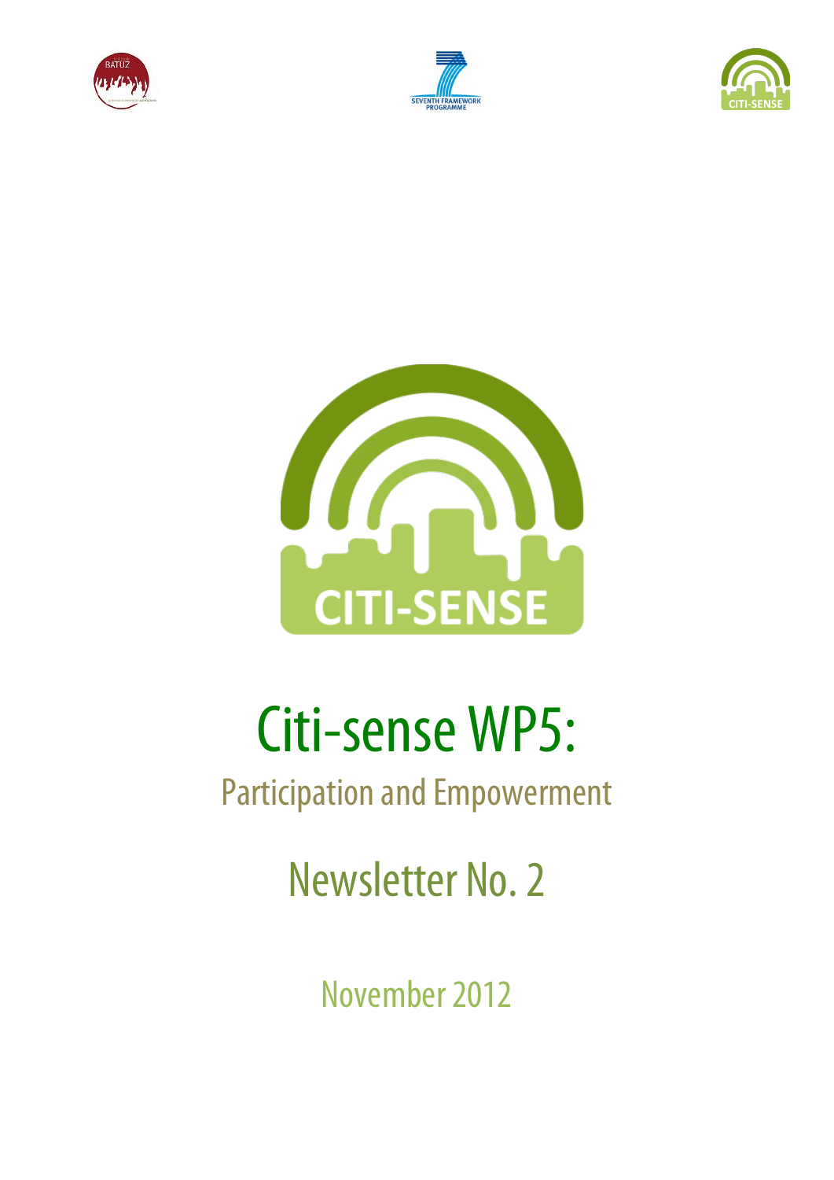# Citi-sense WP5:

## Participation and Empowerment

## Newsletter No. 2

November 2012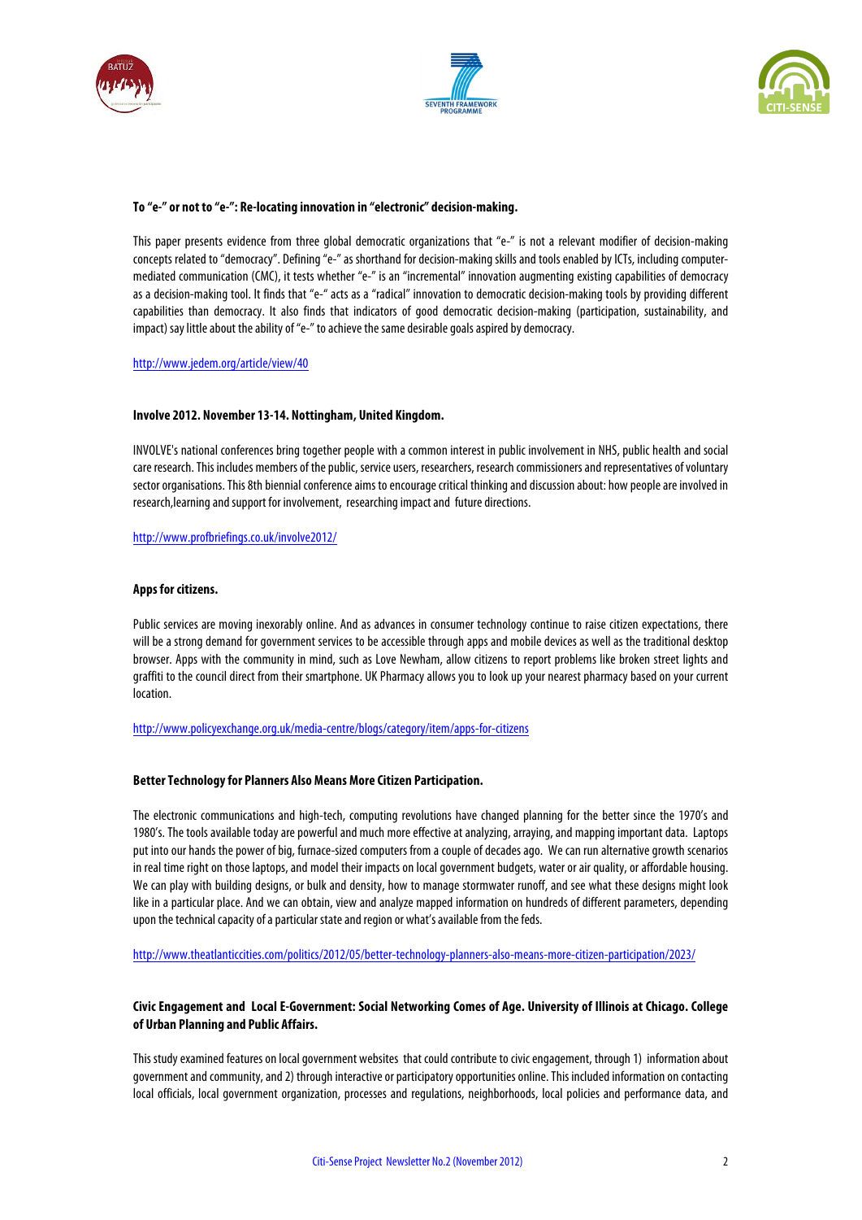**To "e-" or not to "e-": Re-locating innovation in "electronic" decision-making.**

This paper presents evidence from three global democratic organizations that "e-" is not a relevant modifier of decision-making concepts related to "democracy". Defining "e-" as shorthand for decision-making skills and tools enabled by ICTs, including computer-mediated communication (CMC), it tests whether "e-" is an "incremental" innovation augmenting existing capabilities of democracy as a decision-making tool. It finds that "e-" acts as a "radical" innovation to democratic decision-making tools by providing different capabilities than democracy. It also finds that indicators of good democratic decision-making (participation, sustainability, and impact) say little about the ability of "e-" to achieve the same desirable goals aspired by democracy.

http://www.jedem.org/article/view/40

**Involve 2012. November 13-14. Nottingham, United Kingdom.**

INVOLVE's national conferences bring together people with a common interest in public involvement in NHS, public health and social care research. This includes members of the public, service users, researchers, research commissioners and representatives of voluntary sector organisations. This 8th biennial conference aims to encourage critical thinking and discussion about: how people are involved in research,learning and support for involvement, researching impact and future directions.

http://www.profbriefings.co.uk/involve2012/

**Apps for citizens.**

Public services are moving inexorably online. And as advances in consumer technology continue to raise citizen expectations, there will be a strong demand for government services to be accessible through apps and mobile devices as well as the traditional desktop browser. Apps with the community in mind, such as Love Newham, allow citizens to report problems like broken street lights and graffiti to the council direct from their smartphone. UK Pharmacy allows you to look up your nearest pharmacy based on your current location.

http://www.policyexchange.org.uk/media-centre/blogs/category/item/apps-for-citizens

**Better Technology for Planners Also Means More Citizen Participation.**

The electronic communications and high-tech, computing revolutions have changed planning for the better since the 1970's and 1980's. The tools available today are powerful and much more effective at analyzing, arraying, and mapping important data. Laptops put into our hands the power of big, furnace-sized computers from a couple of decades ago. We can run alternative growth scenarios in real time right on those laptops, and model their impacts on local government budgets, water or air quality, or affordable housing. We can play with building designs, or bulk and density, how to manage stormwater runoff, and see what these designs might look like in a particular place. And we can obtain, view and analyze mapped information on hundreds of different parameters, depending upon the technical capacity of a particular state and region or what's available from the feds.

http://www.theatlanticcities.com/politics/2012/05/better-technology-planners-also-means-more-citizen-participation/2023/

**Civic Engagement and Local E-Government: Social Networking Comes of Age. University of Illinois at Chicago. College of Urban Planning and Public Affairs.**

This study examined features on local government websites that could contribute to civic engagement, through 1) information about government and community, and 2) through interactive or participatory opportunities online. This included information on contacting local officials, local government organization, processes and regulations, neighborhoods, local policies and performance data, and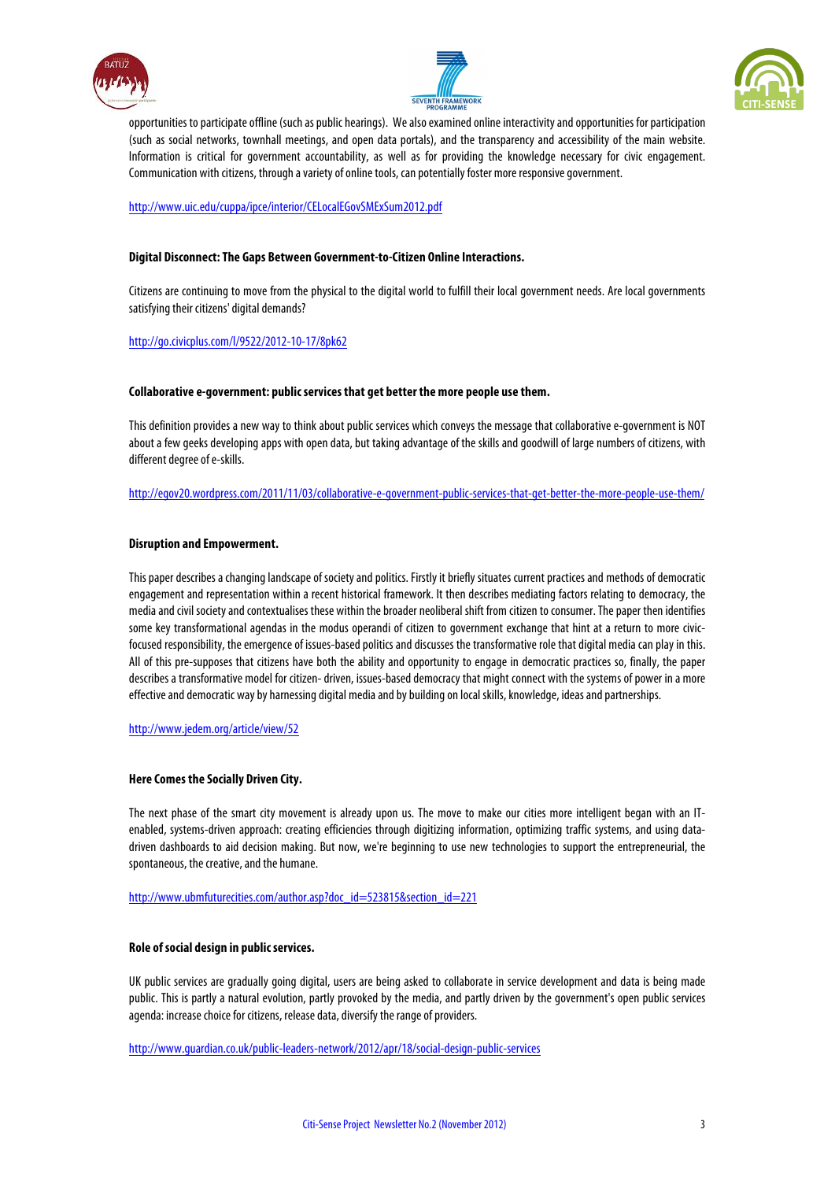opportunities to participate offline (such as public hearings). We also examined online interactivity and opportunities for participation (such as social networks, townhall meetings, and open data portals), and the transparency and accessibility of the main website. Information is critical for government accountability, as well as for providing the knowledge necessary for civic engagement. Communication with citizens, through a variety of online tools, can potentially foster more responsive government.

http://www.uic.edu/cuppa/ipce/interior/CELocalEGovSMExSum2012.pdf

**Digital Disconnect: The Gaps Between Government-to-Citizen Online Interactions.**

Citizens are continuing to move from the physical to the digital world to fulfill their local government needs. Are local governments satisfying their citizens' digital demands?

http://go.civicplus.com/l/9522/2012-10-17/8pk62

**Collaborative e-government: public services that get better the more people use them.**

This definition provides a new way to think about public services which conveys the message that collaborative e-government is NOT about a few geeks developing apps with open data, but taking advantage of the skills and goodwill of large numbers of citizens, with different degree of e-skills.

http://egov20.wordpress.com/2011/11/03/collaborative-e-government-public-services-that-get-better-the-more-people-use-them/

**Disruption and Empowerment.**

This paper describes a changing landscape of society and politics. Firstly it briefly situates current practices and methods of democratic engagement and representation within a recent historical framework. It then describes mediating factors relating to democracy, the media and civil society and contextualises these within the broader neoliberal shift from citizen to consumer. The paper then identifies some key transformational agendas in the modus operandi of citizen to government exchange that hint at a return to more civic-focused responsibility, the emergence of issues-based politics and discusses the transformative role that digital media can play in this. All of this pre-supposes that citizens have both the ability and opportunity to engage in democratic practices so, finally, the paper describes a transformative model for citizen- driven, issues-based democracy that might connect with the systems of power in a more effective and democratic way by harnessing digital media and by building on local skills, knowledge, ideas and partnerships.

http://www.jedem.org/article/view/52

**Here Comes the Socially Driven City.**

The next phase of the smart city movement is already upon us. The move to make our cities more intelligent began with an IT-enabled, systems-driven approach: creating efficiencies through digitizing information, optimizing traffic systems, and using data-driven dashboards to aid decision making. But now, we're beginning to use new technologies to support the entrepreneurial, the spontaneous, the creative, and the humane.

http://www.ubmfuturecities.com/author.asp?doc_id=523815&section_id=221

**Role of social design in public services.**

UK public services are gradually going digital, users are being asked to collaborate in service development and data is being made public. This is partly a natural evolution, partly provoked by the media, and partly driven by the government's open public services agenda: increase choice for citizens, release data, diversify the range of providers.

http://www.guardian.co.uk/public-leaders-network/2012/apr/18/social-design-public-services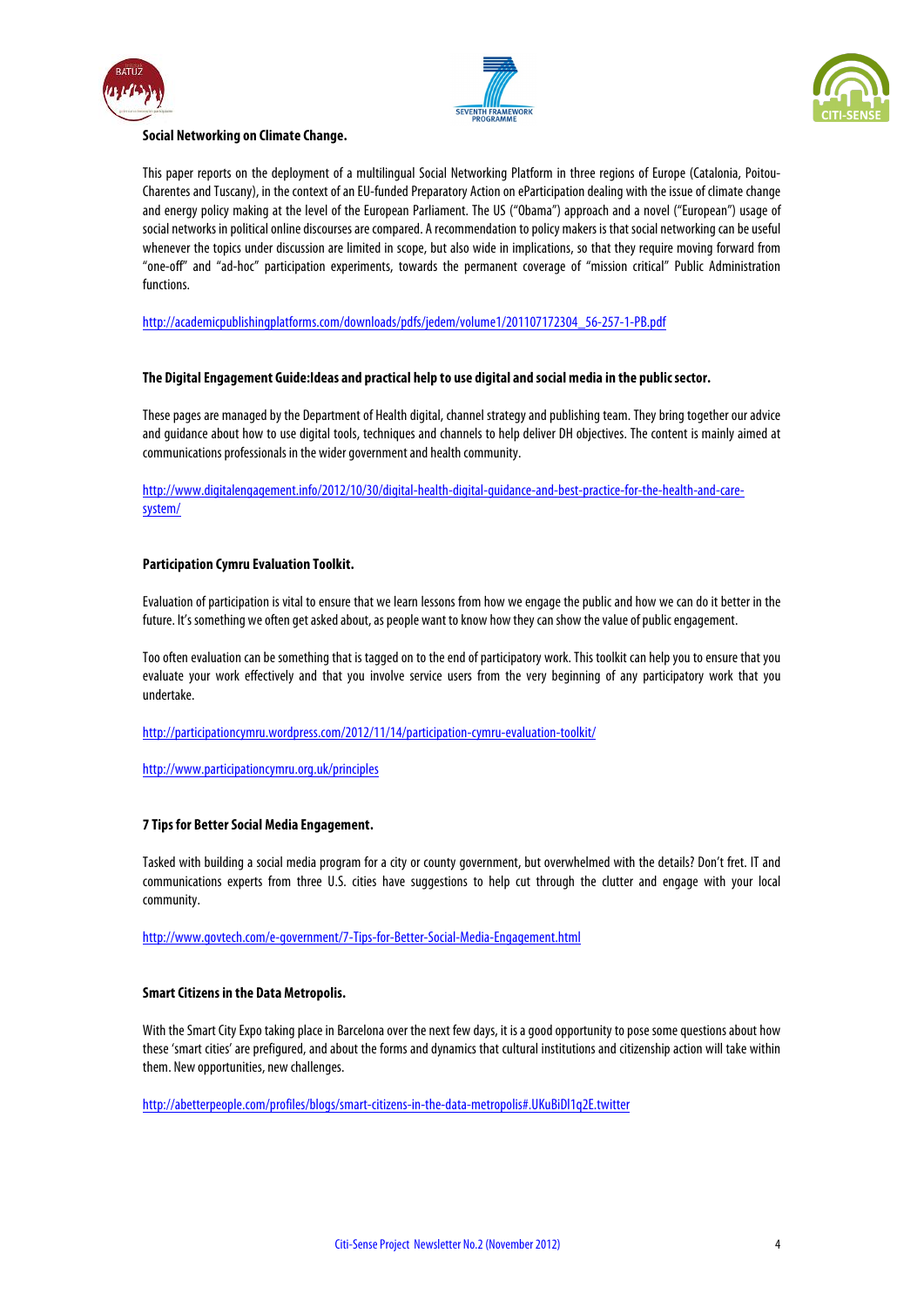**Social Networking on Climate Change.**

This paper reports on the deployment of a multilingual Social Networking Platform in three regions of Europe (Catalonia, Poitou-Charentes and Tuscany), in the context of an EU-funded Preparatory Action on eParticipation dealing with the issue of climate change and energy policy making at the level of the European Parliament. The US ("Obama") approach and a novel ("European") usage of social networks in political online discourses are compared. A recommendation to policy makers is that social networking can be useful whenever the topics under discussion are limited in scope, but also wide in implications, so that they require moving forward from "one-off" and "ad-hoc" participation experiments, towards the permanent coverage of "mission critical" Public Administration functions.

http://academicpublishingplatforms.com/downloads/pdfs/jedem/volume1/201107172304_56-257-1-PB.pdf

**The Digital Engagement Guide:Ideas and practical help to use digital and social media in the public sector.**

These pages are managed by the Department of Health digital, channel strategy and publishing team. They bring together our advice and guidance about how to use digital tools, techniques and channels to help deliver DH objectives. The content is mainly aimed at communications professionals in the wider government and health community.

http://www.digitalengagement.info/2012/10/30/digital-health-digital-guidance-and-best-practice-for-the-health-and-care-system/

**Participation Cymru Evaluation Toolkit.**

Evaluation of participation is vital to ensure that we learn lessons from how we engage the public and how we can do it better in the future. It's something we often get asked about, as people want to know how they can show the value of public engagement.

Too often evaluation can be something that is tagged on to the end of participatory work. This toolkit can help you to ensure that you evaluate your work effectively and that you involve service users from the very beginning of any participatory work that you undertake.

http://participationcymru.wordpress.com/2012/11/14/participation-cymru-evaluation-toolkit/

http://www.participationcymru.org.uk/principles

**7 Tips for Better Social Media Engagement.**

Tasked with building a social media program for a city or county government, but overwhelmed with the details? Don't fret. IT and communications experts from three U.S. cities have suggestions to help cut through the clutter and engage with your local community.

http://www.govtech.com/e-government/7-Tips-for-Better-Social-Media-Engagement.html

**Smart Citizens in the Data Metropolis.**

With the Smart City Expo taking place in Barcelona over the next few days, it is a good opportunity to pose some questions about how these 'smart cities' are prefigured, and about the forms and dynamics that cultural institutions and citizenship action will take within them. New opportunities, new challenges.

http://abetterpeople.com/profiles/blogs/smart-citizens-in-the-data-metropolis#.UKuBiDl1q2E.twitter